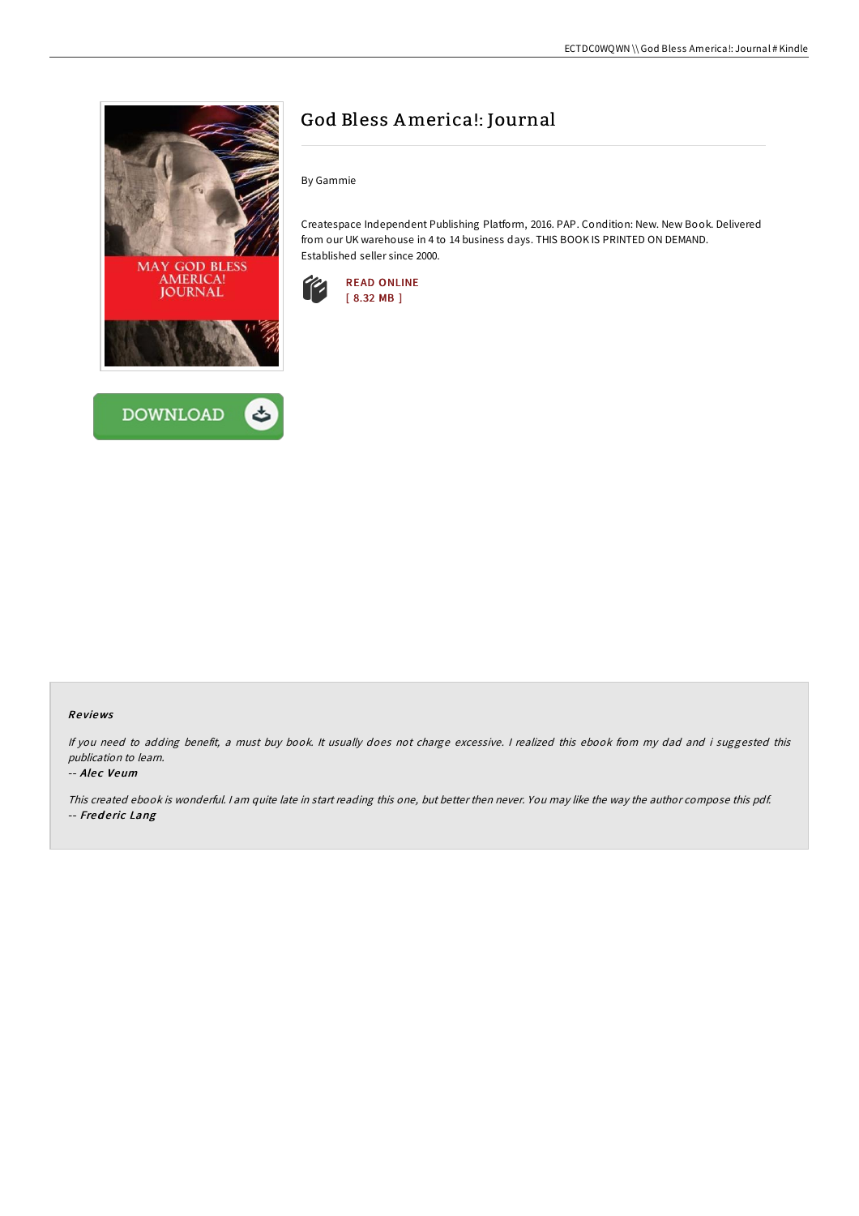# God Bless America!: Journal

By Gammie

Createspace Independent Publishing Platform, 2016. PAP. Condition: New. New Book. Delivered from our UK warehouse in 4 to 14 business days. THIS BOOK IS PRINTED ON DEMAND. Established seller since 2000.

READ ONLINE
[ 8.32 MB ]

### Reviews

*If you need to adding benefit, a must buy book. It usually does not charge excessive. I realized this ebook from my dad and i suggested this publication to learn.*

-- ***Alec Veum***

*This created ebook is wonderful. I am quite late in start reading this one, but better then never. You may like the way the author compose this pdf.*

-- ***Frederic Lang***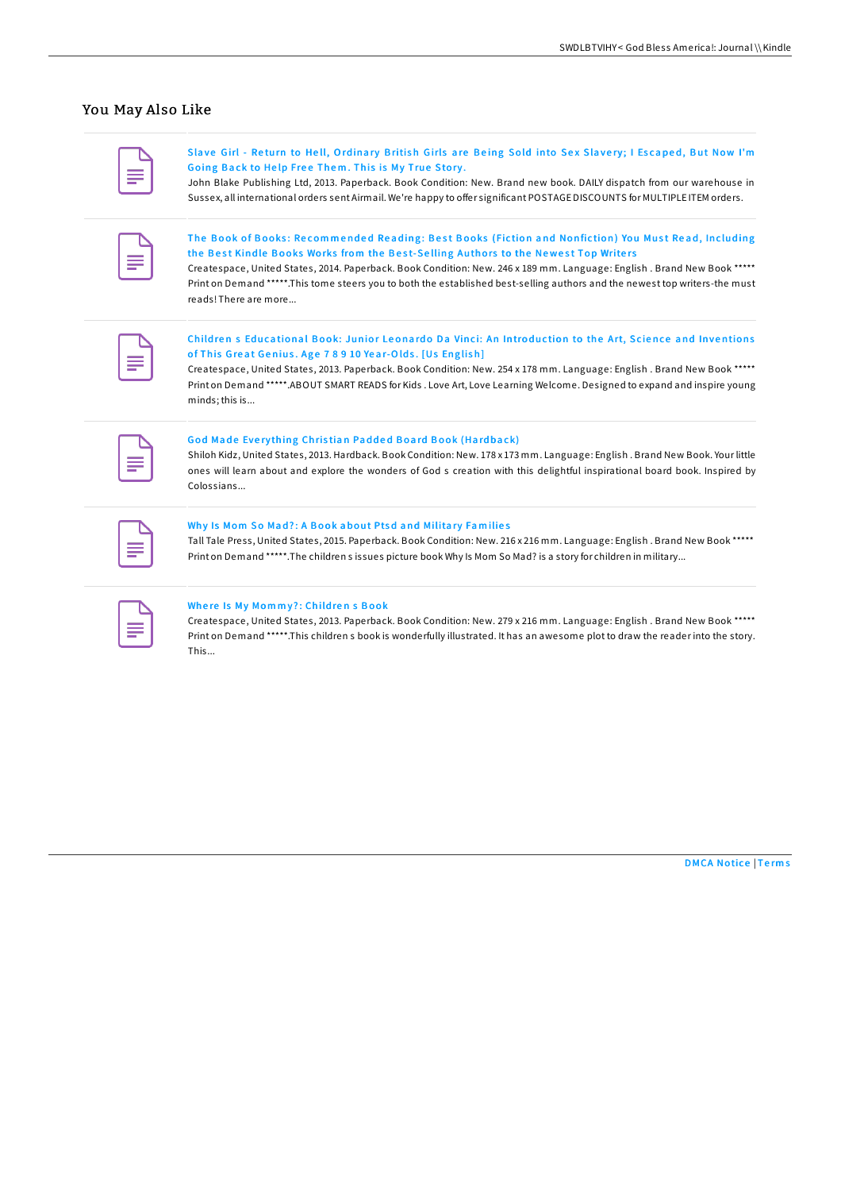## You May Also Like

**Slave Girl - Return to Hell, Ordinary British Girls are Being Sold into Sex Slavery; I Escaped, But Now I'm Going Back to Help Free Them. This is My True Story.**

John Blake Publishing Ltd, 2013. Paperback. Book Condition: New. Brand new book. DAILY dispatch from our warehouse in Sussex, all international orders sent Airmail. We're happy to offer significant POSTAGE DISCOUNTS for MULTIPLE ITEM orders.

**The Book of Books: Recommended Reading: Best Books (Fiction and Nonfiction) You Must Read, Including the Best Kindle Books Works from the Best-Selling Authors to the Newest Top Writers**

Createspace, United States, 2014. Paperback. Book Condition: New. 246 x 189 mm. Language: English . Brand New Book ***** Print on Demand *****.This tome steers you to both the established best-selling authors and the newest top writers-the must reads! There are more...

**Children s Educational Book: Junior Leonardo Da Vinci: An Introduction to the Art, Science and Inventions of This Great Genius. Age 7 8 9 10 Year-Olds. [Us English]**

Createspace, United States, 2013. Paperback. Book Condition: New. 254 x 178 mm. Language: English . Brand New Book ***** Print on Demand *****.ABOUT SMART READS for Kids . Love Art, Love Learning Welcome. Designed to expand and inspire young minds; this is...

**God Made Everything Christian Padded Board Book (Hardback)**

Shiloh Kidz, United States, 2013. Hardback. Book Condition: New. 178 x 173 mm. Language: English . Brand New Book. Your little ones will learn about and explore the wonders of God s creation with this delightful inspirational board book. Inspired by Colossians...

**Why Is Mom So Mad?: A Book about Ptsd and Military Families**

Tall Tale Press, United States, 2015. Paperback. Book Condition: New. 216 x 216 mm. Language: English . Brand New Book ***** Print on Demand *****.The children s issues picture book Why Is Mom So Mad? is a story for children in military...

**Where Is My Mommy?: Children s Book**

Createspace, United States, 2013. Paperback. Book Condition: New. 279 x 216 mm. Language: English . Brand New Book ***** Print on Demand *****.This children s book is wonderfully illustrated. It has an awesome plot to draw the reader into the story. This...